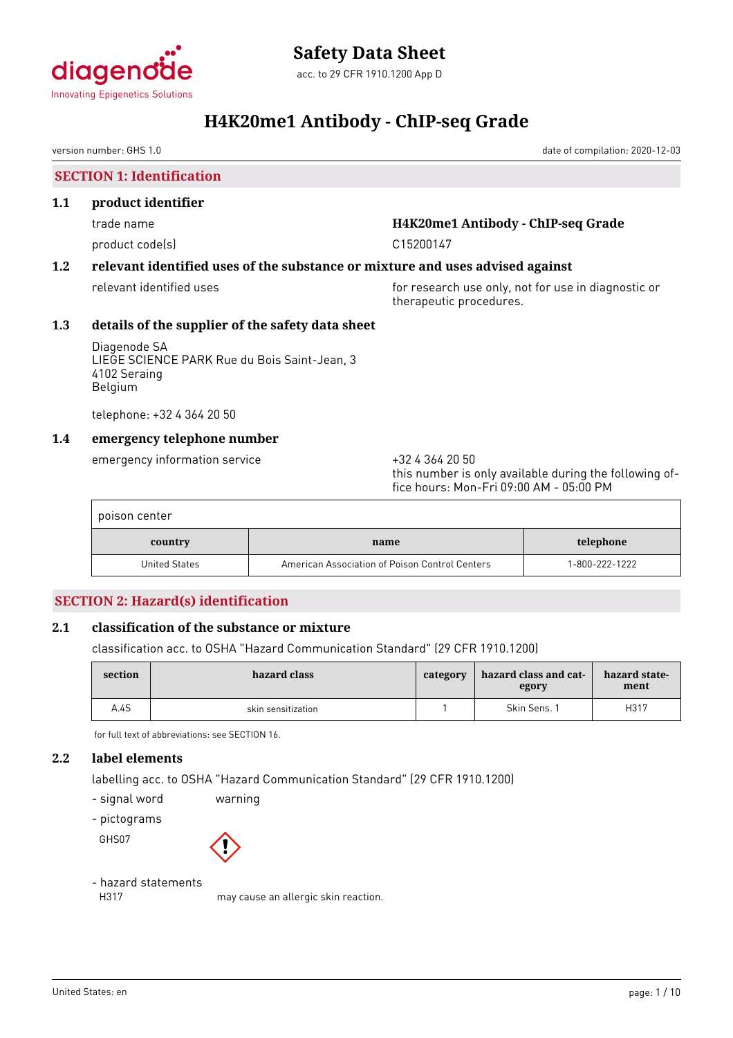# Safety Data Sheet

acc. to 29 CFR 1910.1200 App D

# H4K20me1 Antibody - ChIP-seq Grade

version number: GHS 1.0

date of compilation: 2020-12-03

## SECTION 1: Identification

### 1.1 product identifier

trade name: **H4K20me1 Antibody - ChIP-seq Grade**

product code(s): C15200147

### 1.2 relevant identified uses of the substance or mixture and uses advised against

relevant identified uses: for research use only, not for use in diagnostic or therapeutic procedures.

### 1.3 details of the supplier of the safety data sheet

Diagenode SA
LIEGE SCIENCE PARK Rue du Bois Saint-Jean, 3
4102 Seraing
Belgium

telephone: +32 4 364 20 50

### 1.4 emergency telephone number

emergency information service: +32 4 364 20 50
this number is only available during the following office hours: Mon-Fri 09:00 AM - 05:00 PM

poison center

| country | name | telephone |
|---|---|---|
| United States | American Association of Poison Control Centers | 1-800-222-1222 |

## SECTION 2: Hazard(s) identification

### 2.1 classification of the substance or mixture

classification acc. to OSHA "Hazard Communication Standard" (29 CFR 1910.1200)

| section | hazard class | category | hazard class and category | hazard statement |
|---|---|---|---|---|
| A.4S | skin sensitization | 1 | Skin Sens. 1 | H317 |

for full text of abbreviations: see SECTION 16.

### 2.2 label elements

labelling acc. to OSHA "Hazard Communication Standard" (29 CFR 1910.1200)

- signal word: warning
- pictograms

GHS07

- hazard statements

H317 may cause an allergic skin reaction.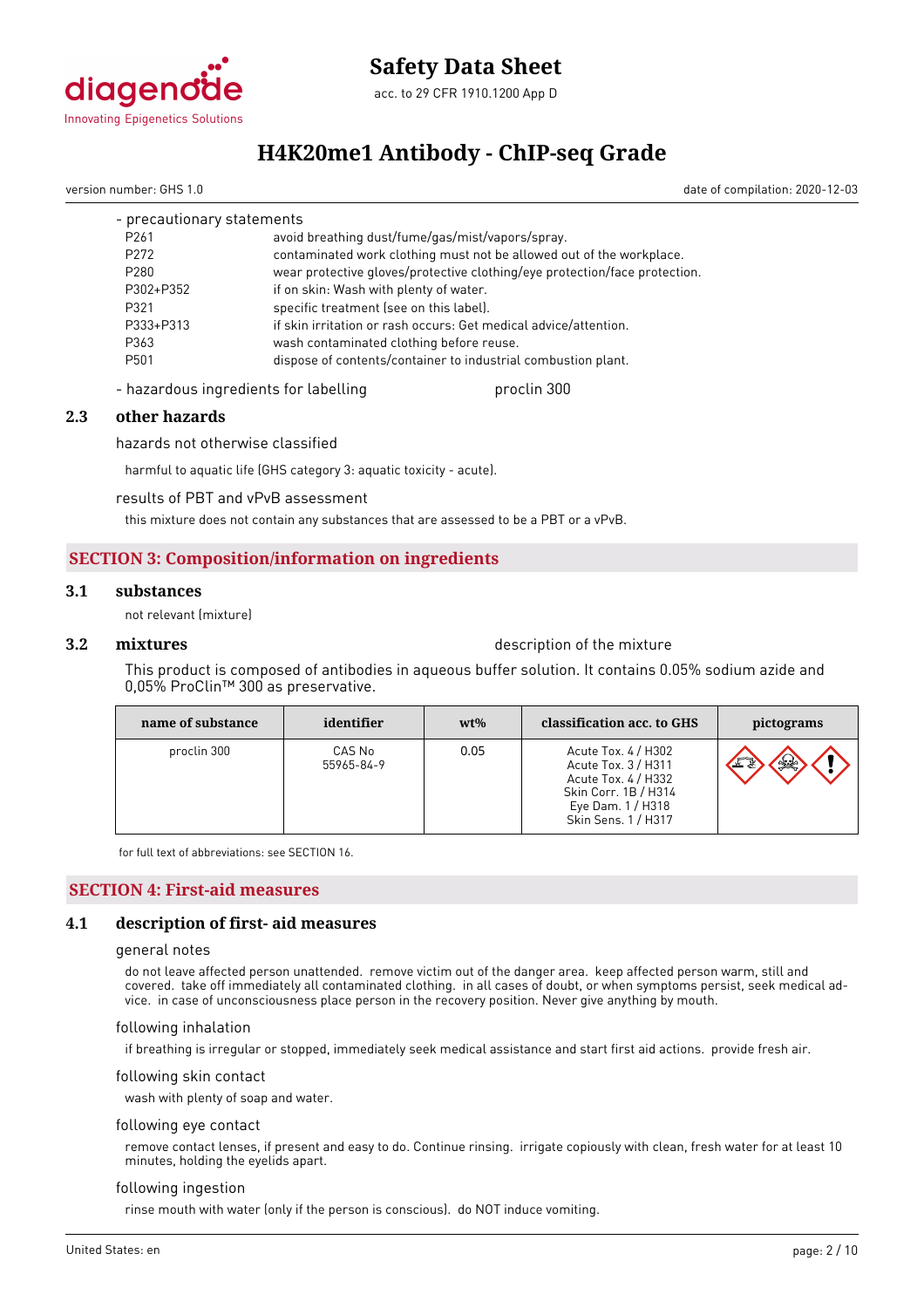- precautionary statements

| | |
|---|---|
| P261 | avoid breathing dust/fume/gas/mist/vapors/spray. |
| P272 | contaminated work clothing must not be allowed out of the workplace. |
| P280 | wear protective gloves/protective clothing/eye protection/face protection. |
| P302+P352 | if on skin: Wash with plenty of water. |
| P321 | specific treatment (see on this label). |
| P333+P313 | if skin irritation or rash occurs: Get medical advice/attention. |
| P363 | wash contaminated clothing before reuse. |
| P501 | dispose of contents/container to industrial combustion plant. |

- hazardous ingredients for labelling — proclin 300

### 2.3 other hazards

hazards not otherwise classified

harmful to aquatic life (GHS category 3: aquatic toxicity - acute).

results of PBT and vPvB assessment

this mixture does not contain any substances that are assessed to be a PBT or a vPvB.

## SECTION 3: Composition/information on ingredients

### 3.1 substances

not relevant (mixture)

### 3.2 mixtures

description of the mixture

This product is composed of antibodies in aqueous buffer solution. It contains 0.05% sodium azide and 0,05% ProClin™ 300 as preservative.

| name of substance | identifier | wt% | classification acc. to GHS | pictograms |
|---|---|---|---|---|
| proclin 300 | CAS No 55965-84-9 | 0.05 | Acute Tox. 4 / H302<br>Acute Tox. 3 / H311<br>Acute Tox. 4 / H332<br>Skin Corr. 1B / H314<br>Eye Dam. 1 / H318<br>Skin Sens. 1 / H317 | |

for full text of abbreviations: see SECTION 16.

## SECTION 4: First-aid measures

### 4.1 description of first- aid measures

general notes

do not leave affected person unattended. remove victim out of the danger area. keep affected person warm, still and covered. take off immediately all contaminated clothing. in all cases of doubt, or when symptoms persist, seek medical advice. in case of unconsciousness place person in the recovery position. Never give anything by mouth.

following inhalation

if breathing is irregular or stopped, immediately seek medical assistance and start first aid actions. provide fresh air.

following skin contact

wash with plenty of soap and water.

following eye contact

remove contact lenses, if present and easy to do. Continue rinsing. irrigate copiously with clean, fresh water for at least 10 minutes, holding the eyelids apart.

following ingestion

rinse mouth with water (only if the person is conscious). do NOT induce vomiting.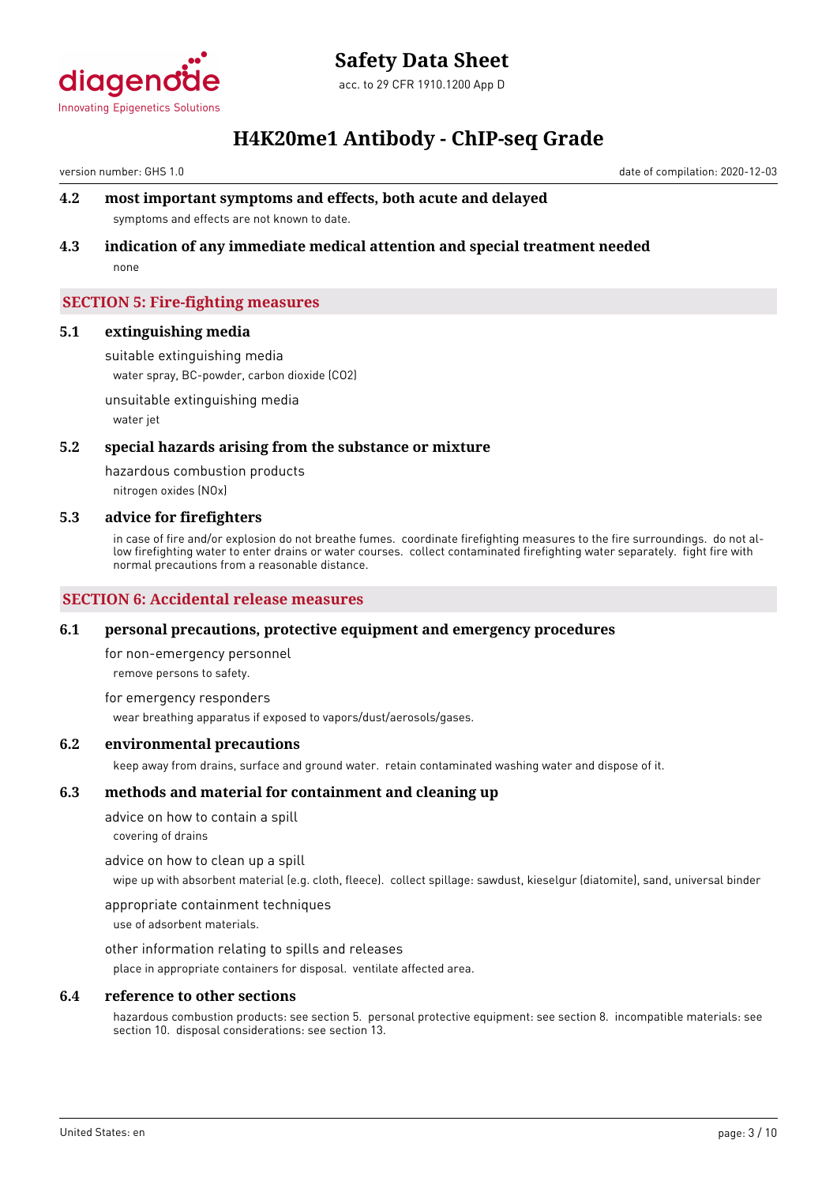### 4.2 most important symptoms and effects, both acute and delayed

symptoms and effects are not known to date.

### 4.3 indication of any immediate medical attention and special treatment needed

none

## SECTION 5: Fire-fighting measures

### 5.1 extinguishing media

suitable extinguishing media

water spray, BC-powder, carbon dioxide ($CO_2$)

unsuitable extinguishing media

water jet

### 5.2 special hazards arising from the substance or mixture

hazardous combustion products

nitrogen oxides (NOx)

### 5.3 advice for firefighters

in case of fire and/or explosion do not breathe fumes. coordinate firefighting measures to the fire surroundings. do not allow firefighting water to enter drains or water courses. collect contaminated firefighting water separately. fight fire with normal precautions from a reasonable distance.

## SECTION 6: Accidental release measures

### 6.1 personal precautions, protective equipment and emergency procedures

for non-emergency personnel

remove persons to safety.

for emergency responders

wear breathing apparatus if exposed to vapors/dust/aerosols/gases.

### 6.2 environmental precautions

keep away from drains, surface and ground water. retain contaminated washing water and dispose of it.

### 6.3 methods and material for containment and cleaning up

advice on how to contain a spill

covering of drains

advice on how to clean up a spill

wipe up with absorbent material (e.g. cloth, fleece). collect spillage: sawdust, kieselgur (diatomite), sand, universal binder

appropriate containment techniques

use of adsorbent materials.

other information relating to spills and releases

place in appropriate containers for disposal. ventilate affected area.

### 6.4 reference to other sections

hazardous combustion products: see section 5. personal protective equipment: see section 8. incompatible materials: see section 10. disposal considerations: see section 13.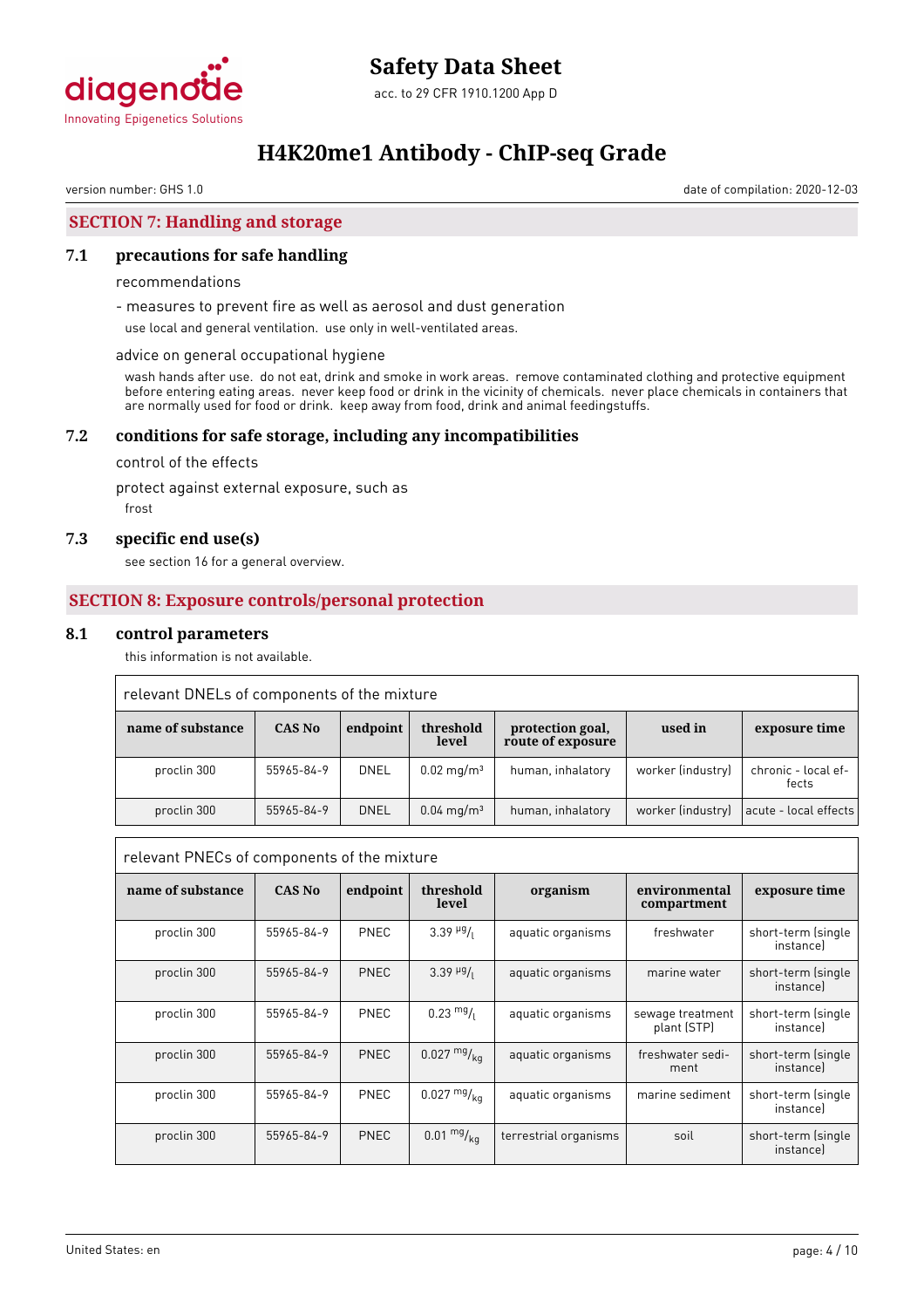## SECTION 7: Handling and storage

### 7.1 precautions for safe handling

recommendations

- measures to prevent fire as well as aerosol and dust generation

use local and general ventilation. use only in well-ventilated areas.

advice on general occupational hygiene

wash hands after use. do not eat, drink and smoke in work areas. remove contaminated clothing and protective equipment before entering eating areas. never keep food or drink in the vicinity of chemicals. never place chemicals in containers that are normally used for food or drink. keep away from food, drink and animal feedingstuffs.

### 7.2 conditions for safe storage, including any incompatibilities

control of the effects

protect against external exposure, such as

frost

### 7.3 specific end use(s)

see section 16 for a general overview.

## SECTION 8: Exposure controls/personal protection

### 8.1 control parameters

this information is not available.

relevant DNELs of components of the mixture

| name of substance | CAS No | endpoint | threshold level | protection goal, route of exposure | used in | exposure time |
|---|---|---|---|---|---|---|
| proclin 300 | 55965-84-9 | DNEL | 0.02 mg/m³ | human, inhalatory | worker (industry) | chronic - local effects |
| proclin 300 | 55965-84-9 | DNEL | 0.04 mg/m³ | human, inhalatory | worker (industry) | acute - local effects |

relevant PNECs of components of the mixture

| name of substance | CAS No | endpoint | threshold level | organism | environmental compartment | exposure time |
|---|---|---|---|---|---|---|
| proclin 300 | 55965-84-9 | PNEC | 3.39 µg/l | aquatic organisms | freshwater | short-term (single instance) |
| proclin 300 | 55965-84-9 | PNEC | 3.39 µg/l | aquatic organisms | marine water | short-term (single instance) |
| proclin 300 | 55965-84-9 | PNEC | 0.23 mg/l | aquatic organisms | sewage treatment plant (STP) | short-term (single instance) |
| proclin 300 | 55965-84-9 | PNEC | 0.027 mg/kg | aquatic organisms | freshwater sediment | short-term (single instance) |
| proclin 300 | 55965-84-9 | PNEC | 0.027 mg/kg | aquatic organisms | marine sediment | short-term (single instance) |
| proclin 300 | 55965-84-9 | PNEC | 0.01 mg/kg | terrestrial organisms | soil | short-term (single instance) |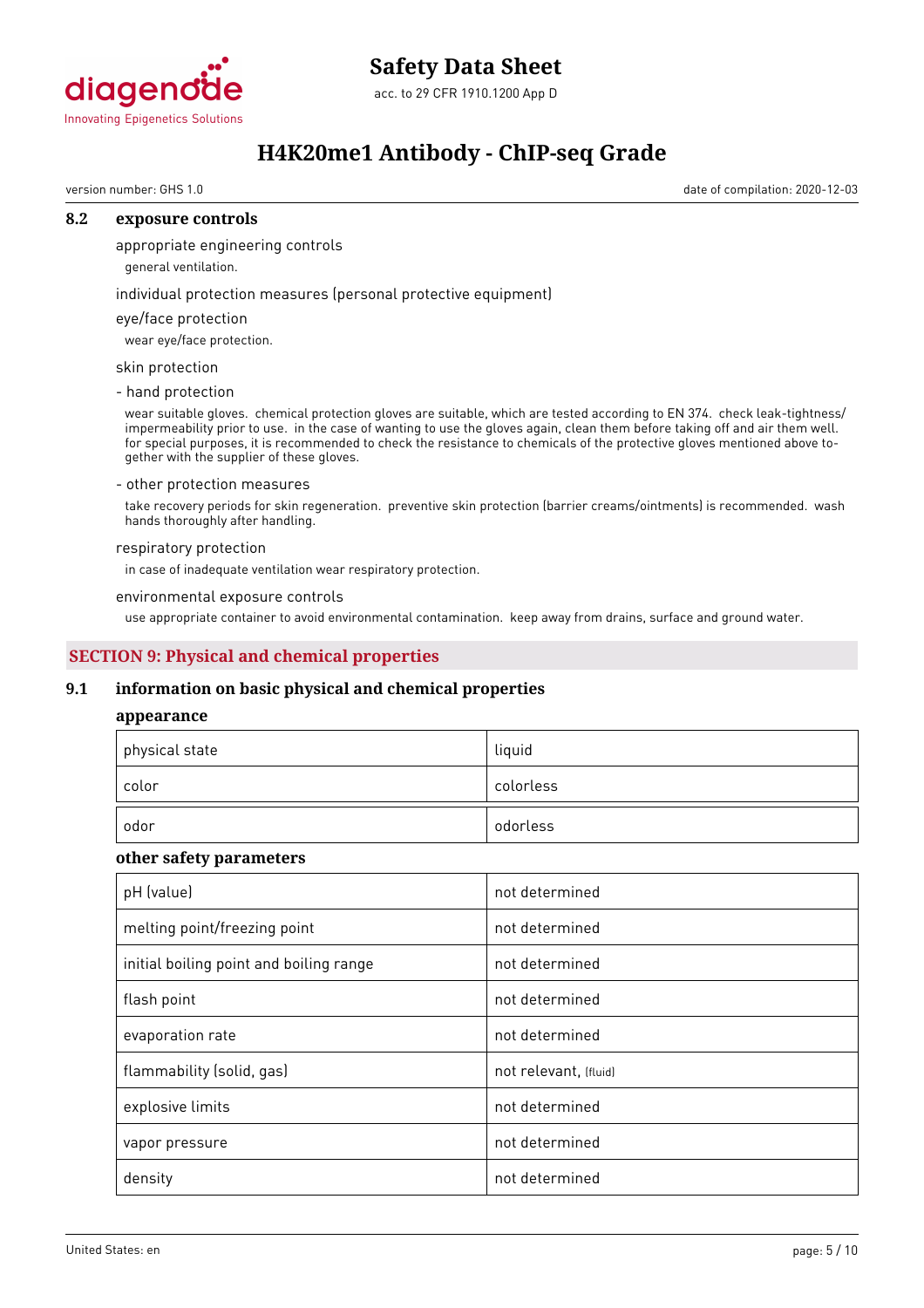### 8.2 exposure controls

appropriate engineering controls

general ventilation.

individual protection measures (personal protective equipment)

eye/face protection

wear eye/face protection.

skin protection

- hand protection

wear suitable gloves. chemical protection gloves are suitable, which are tested according to EN 374. check leak-tightness/impermeability prior to use. in the case of wanting to use the gloves again, clean them before taking off and air them well. for special purposes, it is recommended to check the resistance to chemicals of the protective gloves mentioned above together with the supplier of these gloves.

- other protection measures

take recovery periods for skin regeneration. preventive skin protection (barrier creams/ointments) is recommended. wash hands thoroughly after handling.

respiratory protection

in case of inadequate ventilation wear respiratory protection.

environmental exposure controls

use appropriate container to avoid environmental contamination. keep away from drains, surface and ground water.

## SECTION 9: Physical and chemical properties

### 9.1 information on basic physical and chemical properties

**appearance**

| | |
|---|---|
| physical state | liquid |
| color | colorless |
| odor | odorless |

**other safety parameters**

| | |
|---|---|
| pH (value) | not determined |
| melting point/freezing point | not determined |
| initial boiling point and boiling range | not determined |
| flash point | not determined |
| evaporation rate | not determined |
| flammability (solid, gas) | not relevant, (fluid) |
| explosive limits | not determined |
| vapor pressure | not determined |
| density | not determined |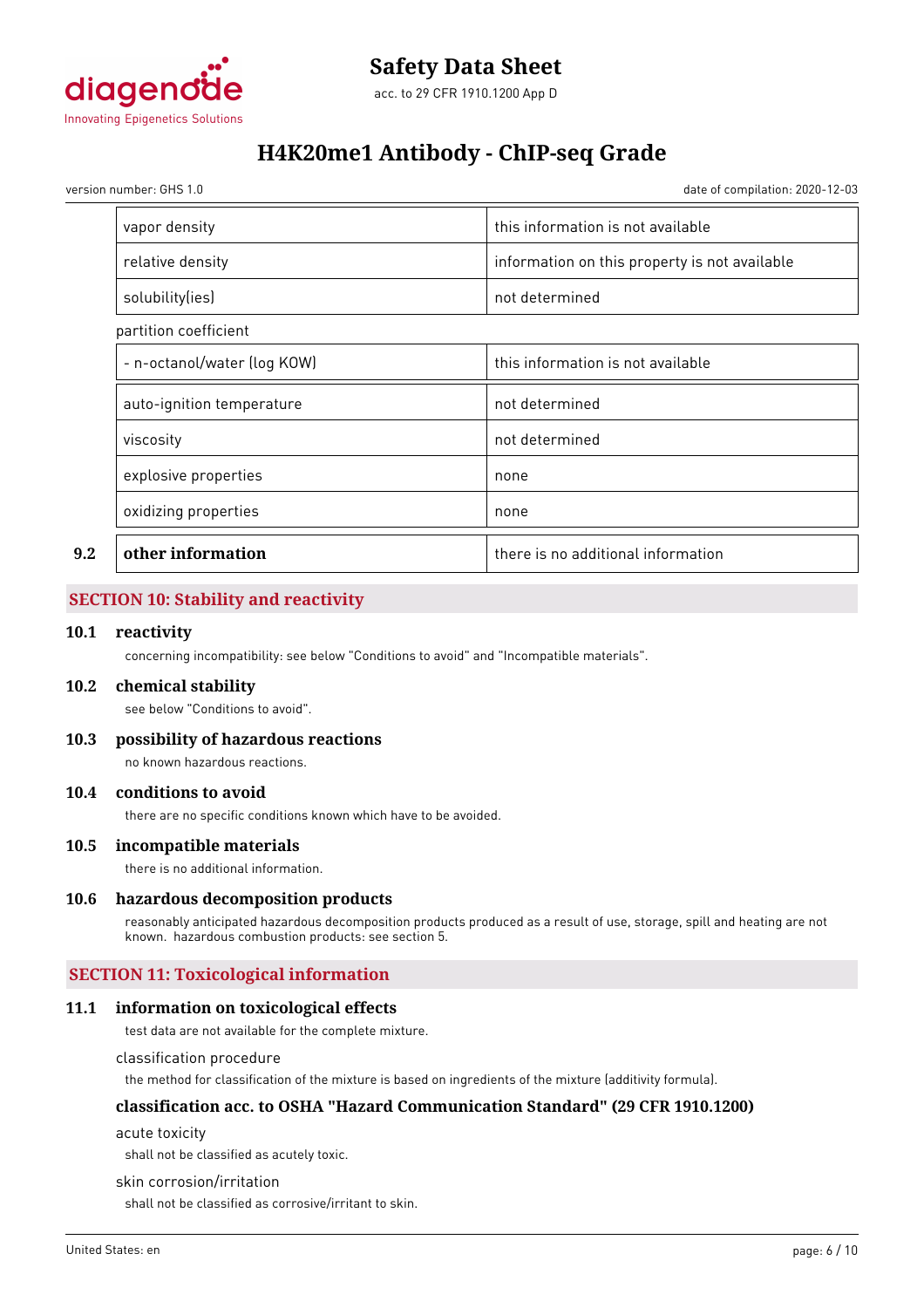| | |
|---|---|
| vapor density | this information is not available |
| relative density | information on this property is not available |
| solubility(ies) | not determined |

partition coefficient

| | |
|---|---|
| - n-octanol/water (log KOW) | this information is not available |
| auto-ignition temperature | not determined |
| viscosity | not determined |
| explosive properties | none |
| oxidizing properties | none |

| | | |
|---|---|---|
| 9.2 | **other information** | there is no additional information |

## SECTION 10: Stability and reactivity

### 10.1 reactivity

concerning incompatibility: see below "Conditions to avoid" and "Incompatible materials".

### 10.2 chemical stability

see below "Conditions to avoid".

### 10.3 possibility of hazardous reactions

no known hazardous reactions.

### 10.4 conditions to avoid

there are no specific conditions known which have to be avoided.

### 10.5 incompatible materials

there is no additional information.

### 10.6 hazardous decomposition products

reasonably anticipated hazardous decomposition products produced as a result of use, storage, spill and heating are not known. hazardous combustion products: see section 5.

## SECTION 11: Toxicological information

### 11.1 information on toxicological effects

test data are not available for the complete mixture.

classification procedure

the method for classification of the mixture is based on ingredients of the mixture (additivity formula).

#### classification acc. to OSHA "Hazard Communication Standard" (29 CFR 1910.1200)

acute toxicity

shall not be classified as acutely toxic.

skin corrosion/irritation

shall not be classified as corrosive/irritant to skin.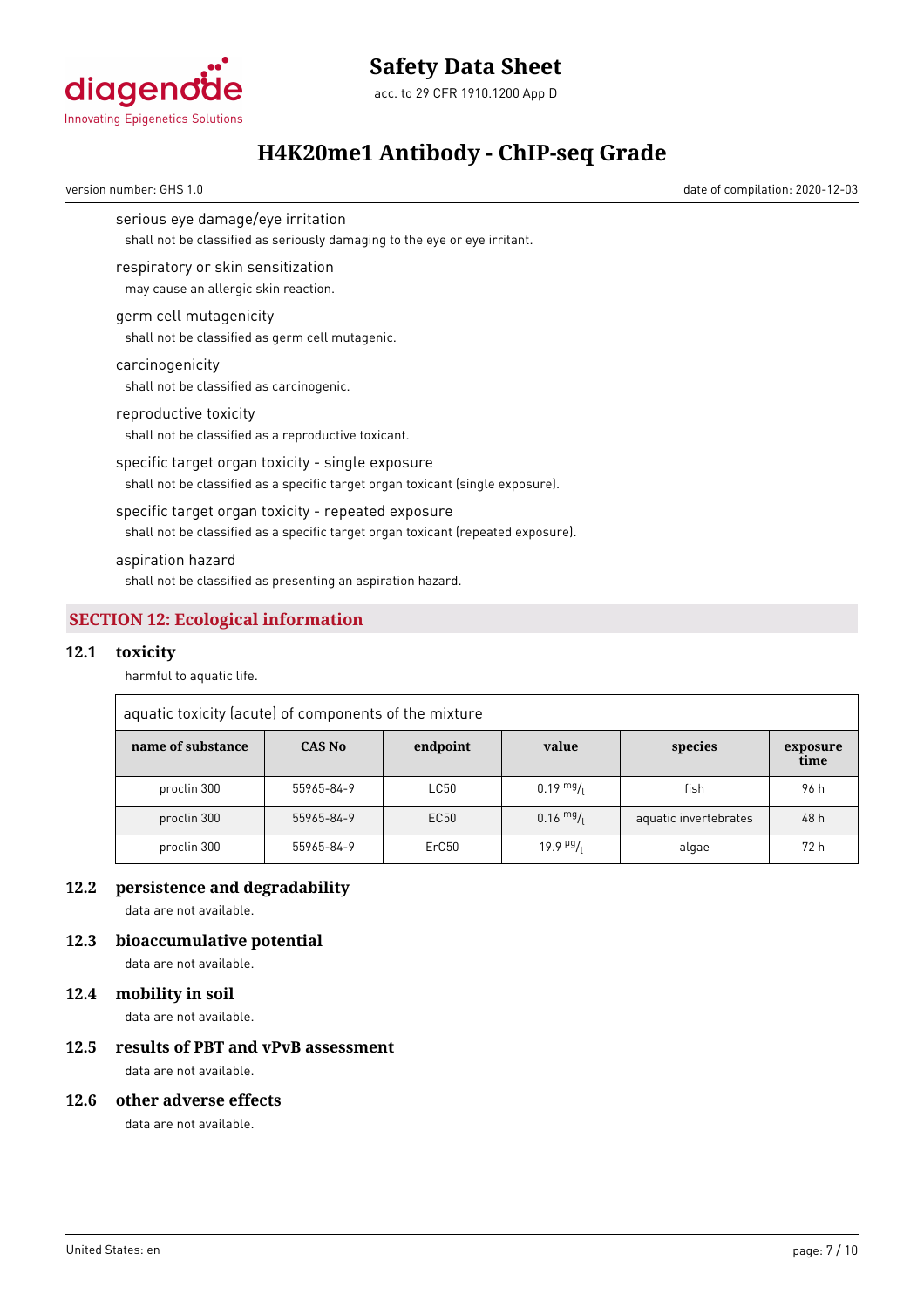serious eye damage/eye irritation

shall not be classified as seriously damaging to the eye or eye irritant.

respiratory or skin sensitization

may cause an allergic skin reaction.

germ cell mutagenicity

shall not be classified as germ cell mutagenic.

carcinogenicity

shall not be classified as carcinogenic.

reproductive toxicity

shall not be classified as a reproductive toxicant.

specific target organ toxicity - single exposure

shall not be classified as a specific target organ toxicant (single exposure).

specific target organ toxicity - repeated exposure

shall not be classified as a specific target organ toxicant (repeated exposure).

aspiration hazard

shall not be classified as presenting an aspiration hazard.

## SECTION 12: Ecological information

### 12.1 toxicity

harmful to aquatic life.

aquatic toxicity (acute) of components of the mixture

| name of substance | CAS No | endpoint | value | species | exposure time |
|---|---|---|---|---|---|
| proclin 300 | 55965-84-9 | LC50 | 0.19 mg/l | fish | 96 h |
| proclin 300 | 55965-84-9 | EC50 | 0.16 mg/l | aquatic invertebrates | 48 h |
| proclin 300 | 55965-84-9 | ErC50 | 19.9 µg/l | algae | 72 h |

### 12.2 persistence and degradability

data are not available.

### 12.3 bioaccumulative potential

data are not available.

### 12.4 mobility in soil

data are not available.

### 12.5 results of PBT and vPvB assessment

data are not available.

### 12.6 other adverse effects

data are not available.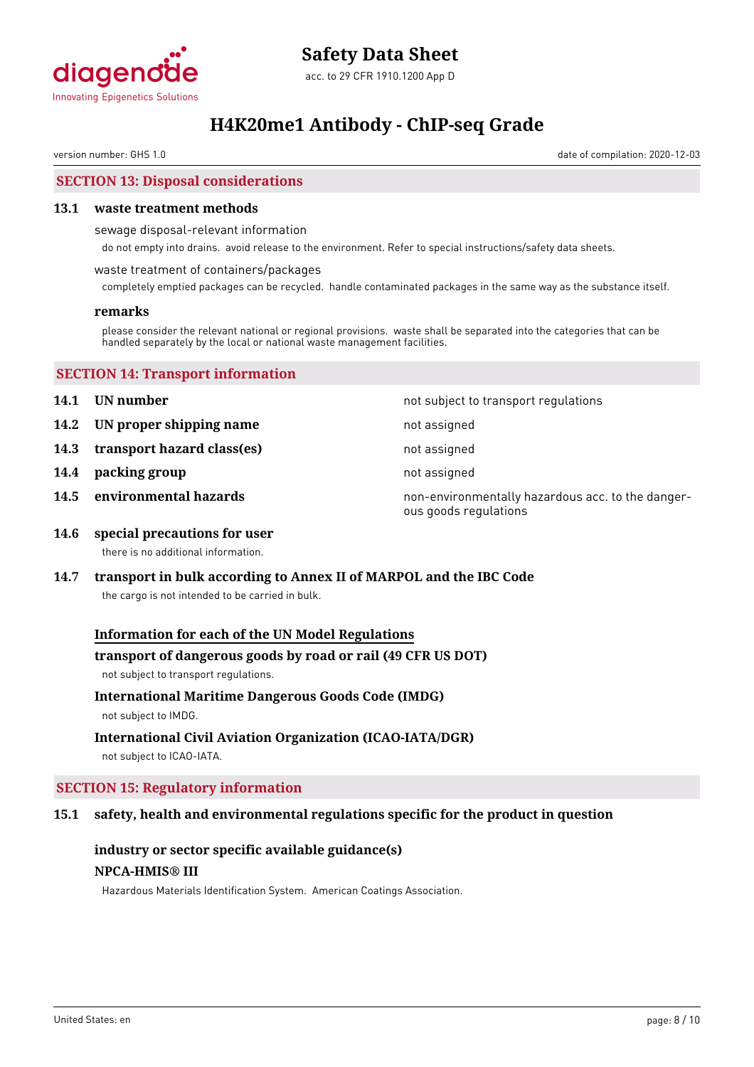## SECTION 13: Disposal considerations

### 13.1 waste treatment methods

sewage disposal-relevant information

do not empty into drains. avoid release to the environment. Refer to special instructions/safety data sheets.

waste treatment of containers/packages

completely emptied packages can be recycled. handle contaminated packages in the same way as the substance itself.

#### remarks

please consider the relevant national or regional provisions. waste shall be separated into the categories that can be handled separately by the local or national waste management facilities.

## SECTION 14: Transport information

| | | |
|---|---|---|
| **14.1** | **UN number** | not subject to transport regulations |
| **14.2** | **UN proper shipping name** | not assigned |
| **14.3** | **transport hazard class(es)** | not assigned |
| **14.4** | **packing group** | not assigned |
| **14.5** | **environmental hazards** | non-environmentally hazardous acc. to the dangerous goods regulations |

### 14.6 special precautions for user

there is no additional information.

### 14.7 transport in bulk according to Annex II of MARPOL and the IBC Code

the cargo is not intended to be carried in bulk.

#### Information for each of the UN Model Regulations

**transport of dangerous goods by road or rail (49 CFR US DOT)**

not subject to transport regulations.

**International Maritime Dangerous Goods Code (IMDG)**

not subject to IMDG.

**International Civil Aviation Organization (ICAO-IATA/DGR)**

not subject to ICAO-IATA.

## SECTION 15: Regulatory information

### 15.1 safety, health and environmental regulations specific for the product in question

**industry or sector specific available guidance(s)**

**NPCA-HMIS® III**

Hazardous Materials Identification System. American Coatings Association.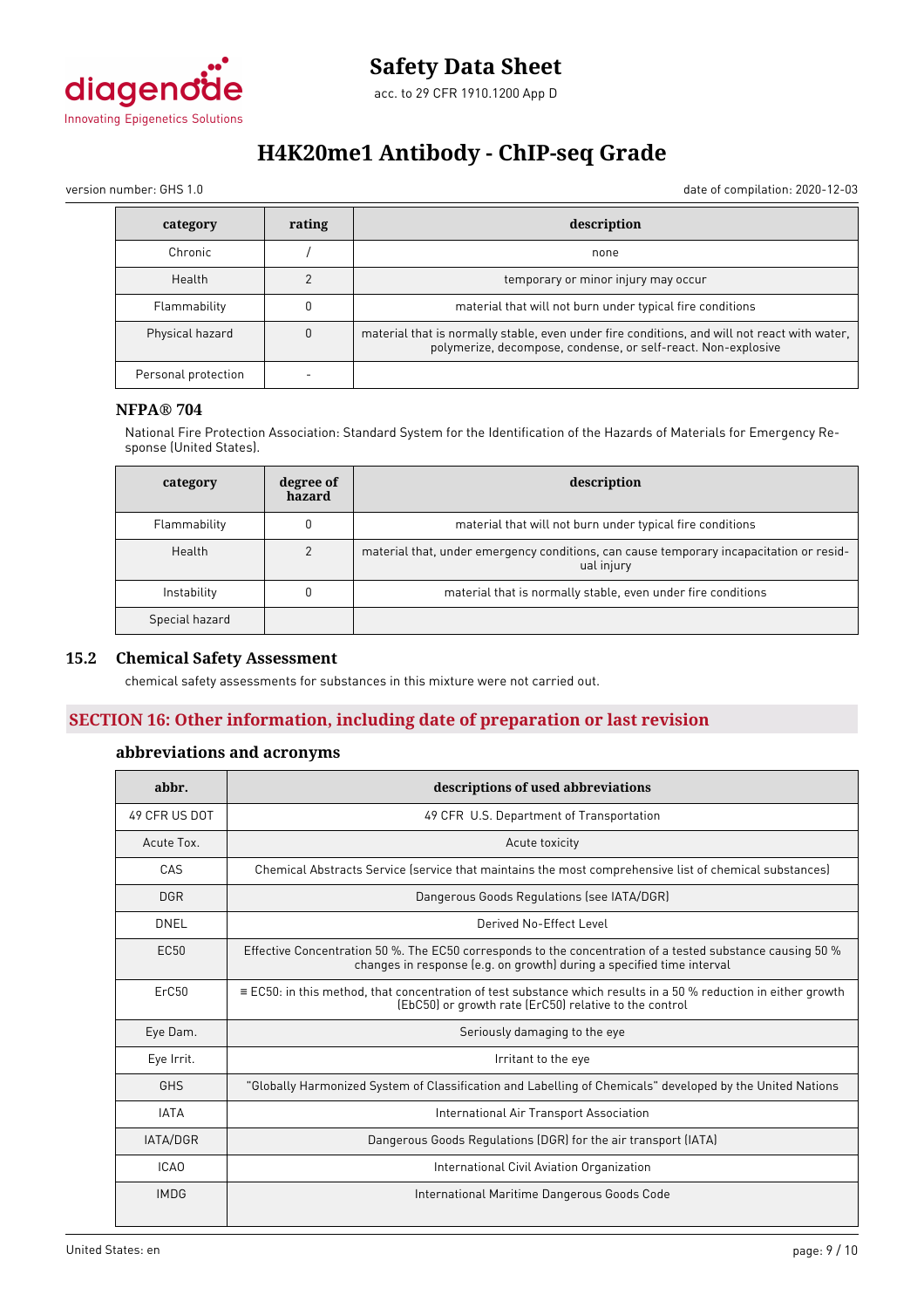| category | rating | description |
|---|---|---|
| Chronic | / | none |
| Health | 2 | temporary or minor injury may occur |
| Flammability | 0 | material that will not burn under typical fire conditions |
| Physical hazard | 0 | material that is normally stable, even under fire conditions, and will not react with water, polymerize, decompose, condense, or self-react. Non-explosive |
| Personal protection | - | |

### NFPA® 704

National Fire Protection Association: Standard System for the Identification of the Hazards of Materials for Emergency Response (United States).

| category | degree of hazard | description |
|---|---|---|
| Flammability | 0 | material that will not burn under typical fire conditions |
| Health | 2 | material that, under emergency conditions, can cause temporary incapacitation or residual injury |
| Instability | 0 | material that is normally stable, even under fire conditions |
| Special hazard | | |

### 15.2 Chemical Safety Assessment

chemical safety assessments for substances in this mixture were not carried out.

## SECTION 16: Other information, including date of preparation or last revision

### abbreviations and acronyms

| abbr. | descriptions of used abbreviations |
|---|---|
| 49 CFR US DOT | 49 CFR U.S. Department of Transportation |
| Acute Tox. | Acute toxicity |
| CAS | Chemical Abstracts Service (service that maintains the most comprehensive list of chemical substances) |
| DGR | Dangerous Goods Regulations (see IATA/DGR) |
| DNEL | Derived No-Effect Level |
| EC50 | Effective Concentration 50 %. The EC50 corresponds to the concentration of a tested substance causing 50 % changes in response (e.g. on growth) during a specified time interval |
| ErC50 | ≡ EC50: in this method, that concentration of test substance which results in a 50 % reduction in either growth (EbC50) or growth rate (ErC50) relative to the control |
| Eye Dam. | Seriously damaging to the eye |
| Eye Irrit. | Irritant to the eye |
| GHS | "Globally Harmonized System of Classification and Labelling of Chemicals" developed by the United Nations |
| IATA | International Air Transport Association |
| IATA/DGR | Dangerous Goods Regulations (DGR) for the air transport (IATA) |
| ICAO | International Civil Aviation Organization |
| IMDG | International Maritime Dangerous Goods Code |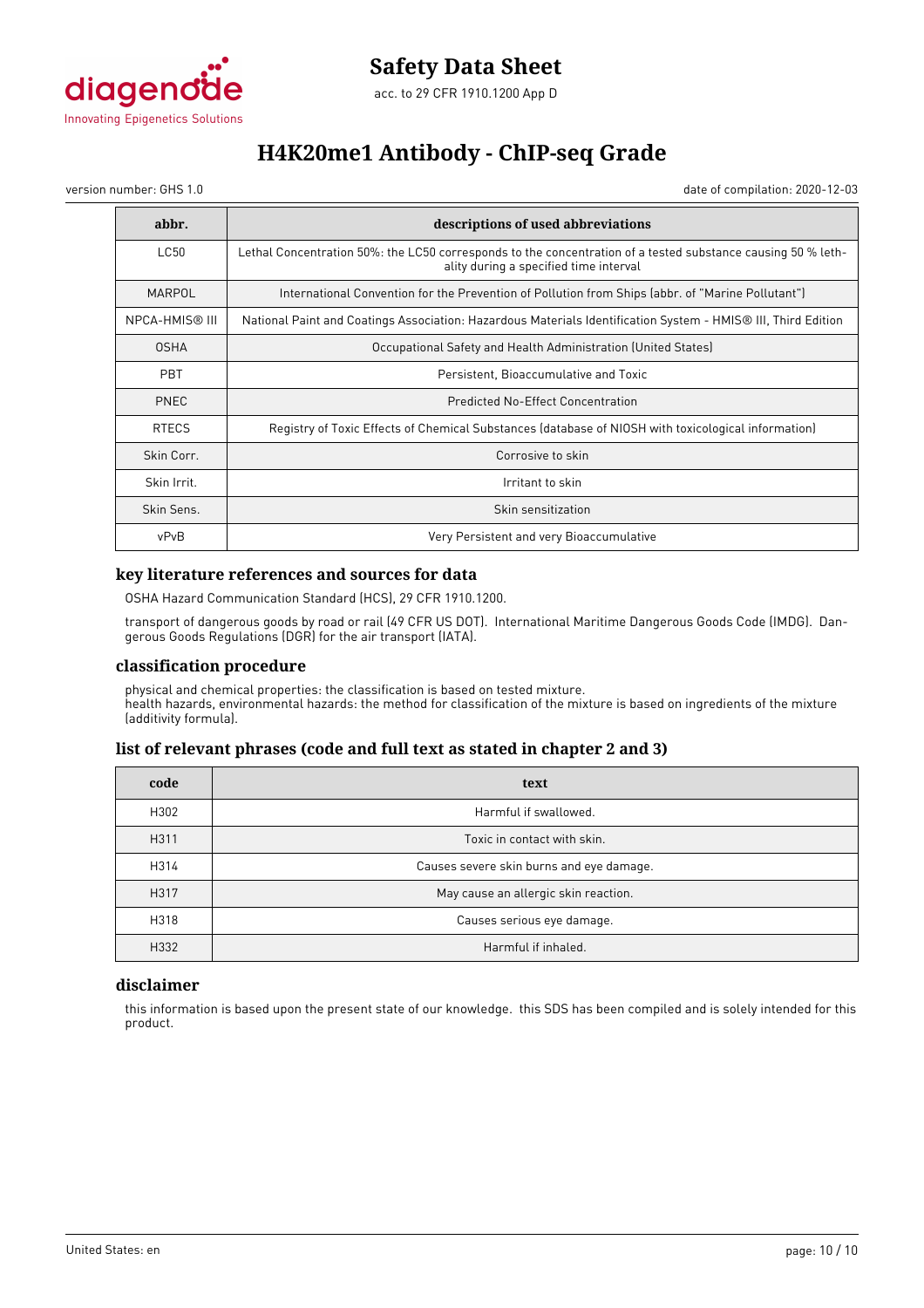| abbr. | descriptions of used abbreviations |
|---|---|
| LC50 | Lethal Concentration 50%: the LC50 corresponds to the concentration of a tested substance causing 50 % lethality during a specified time interval |
| MARPOL | International Convention for the Prevention of Pollution from Ships (abbr. of "Marine Pollutant") |
| NPCA-HMIS® III | National Paint and Coatings Association: Hazardous Materials Identification System - HMIS® III, Third Edition |
| OSHA | Occupational Safety and Health Administration (United States) |
| PBT | Persistent, Bioaccumulative and Toxic |
| PNEC | Predicted No-Effect Concentration |
| RTECS | Registry of Toxic Effects of Chemical Substances (database of NIOSH with toxicological information) |
| Skin Corr. | Corrosive to skin |
| Skin Irrit. | Irritant to skin |
| Skin Sens. | Skin sensitization |
| vPvB | Very Persistent and very Bioaccumulative |

### key literature references and sources for data

OSHA Hazard Communication Standard (HCS), 29 CFR 1910.1200.

transport of dangerous goods by road or rail (49 CFR US DOT). International Maritime Dangerous Goods Code (IMDG). Dangerous Goods Regulations (DGR) for the air transport (IATA).

### classification procedure

physical and chemical properties: the classification is based on tested mixture.
health hazards, environmental hazards: the method for classification of the mixture is based on ingredients of the mixture (additivity formula).

### list of relevant phrases (code and full text as stated in chapter 2 and 3)

| code | text |
|---|---|
| H302 | Harmful if swallowed. |
| H311 | Toxic in contact with skin. |
| H314 | Causes severe skin burns and eye damage. |
| H317 | May cause an allergic skin reaction. |
| H318 | Causes serious eye damage. |
| H332 | Harmful if inhaled. |

### disclaimer

this information is based upon the present state of our knowledge. this SDS has been compiled and is solely intended for this product.